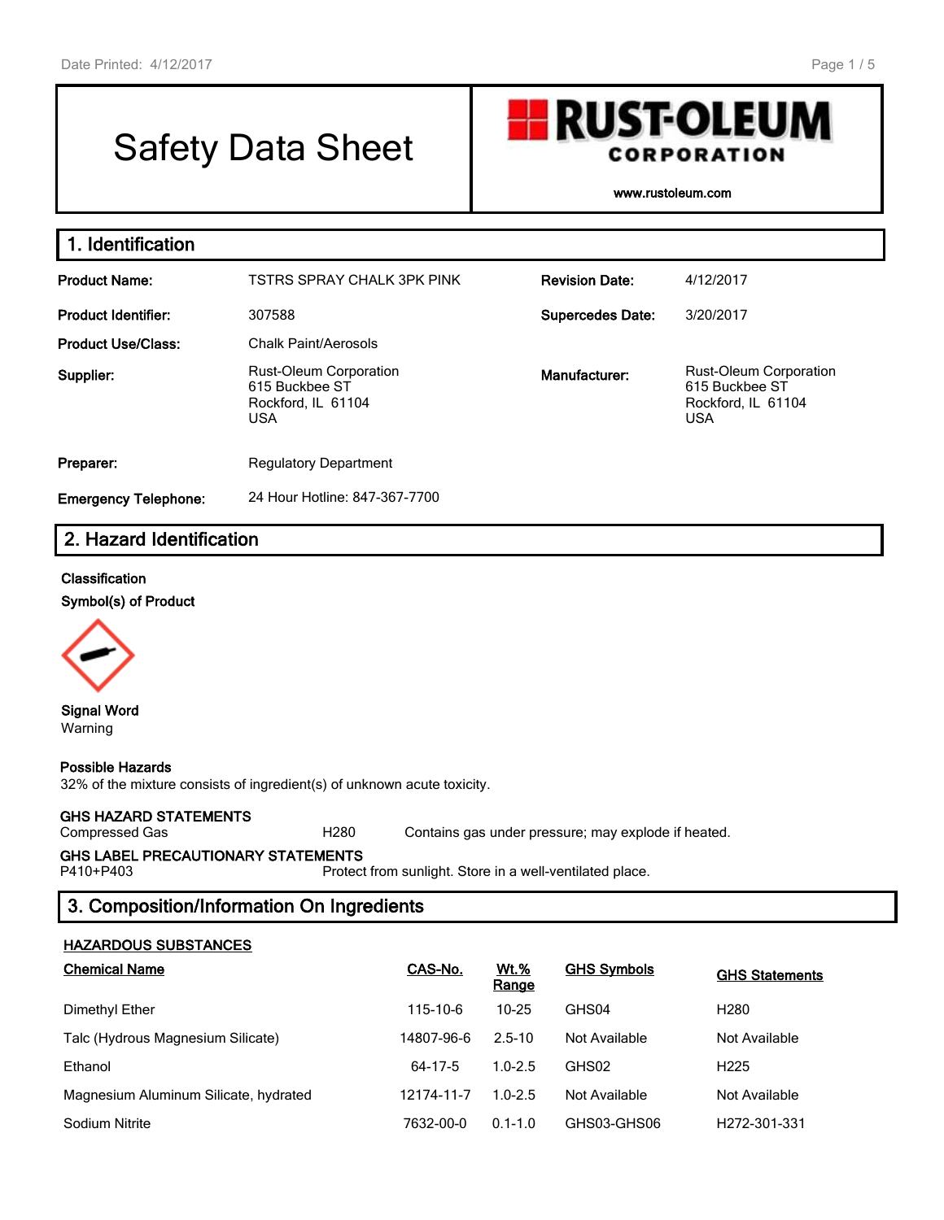# Safety Data Sheet

**RUST-OLEUM CORPORATION**

www.rustoleum.com

## 1. Identification

| | | | |
|---|---|---|---|
| **Product Name:** | TSTRS SPRAY CHALK 3PK PINK | **Revision Date:** | 4/12/2017 |
| **Product Identifier:** | 307588 | **Supercedes Date:** | 3/20/2017 |
| **Product Use/Class:** | Chalk Paint/Aerosols | | |
| **Supplier:** | Rust-Oleum Corporation<br>615 Buckbee ST<br>Rockford, IL 61104<br>USA | **Manufacturer:** | Rust-Oleum Corporation<br>615 Buckbee ST<br>Rockford, IL 61104<br>USA |
| **Preparer:** | Regulatory Department | | |
| **Emergency Telephone:** | 24 Hour Hotline: 847-367-7700 | | |

## 2. Hazard Identification

**Classification**

**Symbol(s) of Product**

**Signal Word**

Warning

**Possible Hazards**

32% of the mixture consists of ingredient(s) of unknown acute toxicity.

**GHS HAZARD STATEMENTS**

| | | |
|---|---|---|
| Compressed Gas | H280 | Contains gas under pressure; may explode if heated. |

**GHS LABEL PRECAUTIONARY STATEMENTS**

| | |
|---|---|
| P410+P403 | Protect from sunlight. Store in a well-ventilated place. |

## 3. Composition/Information On Ingredients

**HAZARDOUS SUBSTANCES**

| Chemical Name | CAS-No. | Wt.% Range | GHS Symbols | GHS Statements |
|---|---|---|---|---|
| Dimethyl Ether | 115-10-6 | 10-25 | GHS04 | H280 |
| Talc (Hydrous Magnesium Silicate) | 14807-96-6 | 2.5-10 | Not Available | Not Available |
| Ethanol | 64-17-5 | 1.0-2.5 | GHS02 | H225 |
| Magnesium Aluminum Silicate, hydrated | 12174-11-7 | 1.0-2.5 | Not Available | Not Available |
| Sodium Nitrite | 7632-00-0 | 0.1-1.0 | GHS03-GHS06 | H272-301-331 |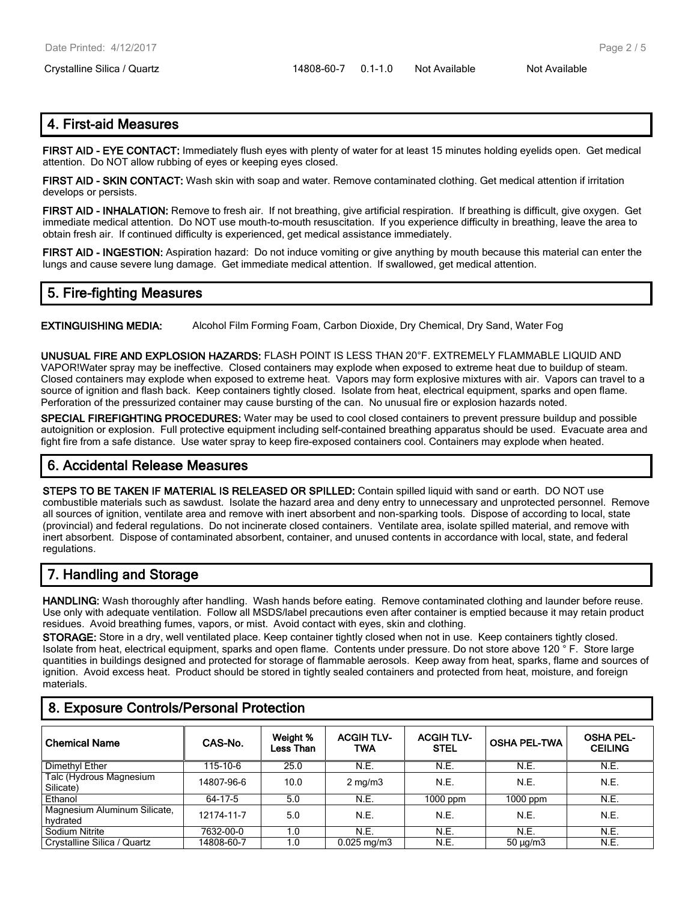| Crystalline Silica / Quartz | 14808-60-7 | 0.1-1.0 | Not Available | Not Available |
|---|---|---|---|---|

## 4. First-aid Measures

**FIRST AID - EYE CONTACT:** Immediately flush eyes with plenty of water for at least 15 minutes holding eyelids open. Get medical attention. Do NOT allow rubbing of eyes or keeping eyes closed.

**FIRST AID - SKIN CONTACT:** Wash skin with soap and water. Remove contaminated clothing. Get medical attention if irritation develops or persists.

**FIRST AID - INHALATION:** Remove to fresh air. If not breathing, give artificial respiration. If breathing is difficult, give oxygen. Get immediate medical attention. Do NOT use mouth-to-mouth resuscitation. If you experience difficulty in breathing, leave the area to obtain fresh air. If continued difficulty is experienced, get medical assistance immediately.

**FIRST AID - INGESTION:** Aspiration hazard: Do not induce vomiting or give anything by mouth because this material can enter the lungs and cause severe lung damage. Get immediate medical attention. If swallowed, get medical attention.

## 5. Fire-fighting Measures

**EXTINGUISHING MEDIA:** Alcohol Film Forming Foam, Carbon Dioxide, Dry Chemical, Dry Sand, Water Fog

**UNUSUAL FIRE AND EXPLOSION HAZARDS:** FLASH POINT IS LESS THAN 20°F. EXTREMELY FLAMMABLE LIQUID AND VAPOR!Water spray may be ineffective. Closed containers may explode when exposed to extreme heat due to buildup of steam. Closed containers may explode when exposed to extreme heat. Vapors may form explosive mixtures with air. Vapors can travel to a source of ignition and flash back. Keep containers tightly closed. Isolate from heat, electrical equipment, sparks and open flame. Perforation of the pressurized container may cause bursting of the can. No unusual fire or explosion hazards noted.

**SPECIAL FIREFIGHTING PROCEDURES:** Water may be used to cool closed containers to prevent pressure buildup and possible autoignition or explosion. Full protective equipment including self-contained breathing apparatus should be used. Evacuate area and fight fire from a safe distance. Use water spray to keep fire-exposed containers cool. Containers may explode when heated.

## 6. Accidental Release Measures

**STEPS TO BE TAKEN IF MATERIAL IS RELEASED OR SPILLED:** Contain spilled liquid with sand or earth. DO NOT use combustible materials such as sawdust. Isolate the hazard area and deny entry to unnecessary and unprotected personnel. Remove all sources of ignition, ventilate area and remove with inert absorbent and non-sparking tools. Dispose of according to local, state (provincial) and federal regulations. Do not incinerate closed containers. Ventilate area, isolate spilled material, and remove with inert absorbent. Dispose of contaminated absorbent, container, and unused contents in accordance with local, state, and federal regulations.

## 7. Handling and Storage

**HANDLING:** Wash thoroughly after handling. Wash hands before eating. Remove contaminated clothing and launder before reuse. Use only with adequate ventilation. Follow all MSDS/label precautions even after container is emptied because it may retain product residues. Avoid breathing fumes, vapors, or mist. Avoid contact with eyes, skin and clothing.

**STORAGE:** Store in a dry, well ventilated place. Keep container tightly closed when not in use. Keep containers tightly closed. Isolate from heat, electrical equipment, sparks and open flame. Contents under pressure. Do not store above 120 ° F. Store large quantities in buildings designed and protected for storage of flammable aerosols. Keep away from heat, sparks, flame and sources of ignition. Avoid excess heat. Product should be stored in tightly sealed containers and protected from heat, moisture, and foreign materials.

## 8. Exposure Controls/Personal Protection

| Chemical Name | CAS-No. | Weight % Less Than | ACGIH TLV-TWA | ACGIH TLV-STEL | OSHA PEL-TWA | OSHA PEL-CEILING |
|---|---|---|---|---|---|---|
| Dimethyl Ether | 115-10-6 | 25.0 | N.E. | N.E. | N.E. | N.E. |
| Talc (Hydrous Magnesium Silicate) | 14807-96-6 | 10.0 | 2 mg/m3 | N.E. | N.E. | N.E. |
| Ethanol | 64-17-5 | 5.0 | N.E. | 1000 ppm | 1000 ppm | N.E. |
| Magnesium Aluminum Silicate, hydrated | 12174-11-7 | 5.0 | N.E. | N.E. | N.E. | N.E. |
| Sodium Nitrite | 7632-00-0 | 1.0 | N.E. | N.E. | N.E. | N.E. |
| Crystalline Silica / Quartz | 14808-60-7 | 1.0 | 0.025 mg/m3 | N.E. | 50 µg/m3 | N.E. |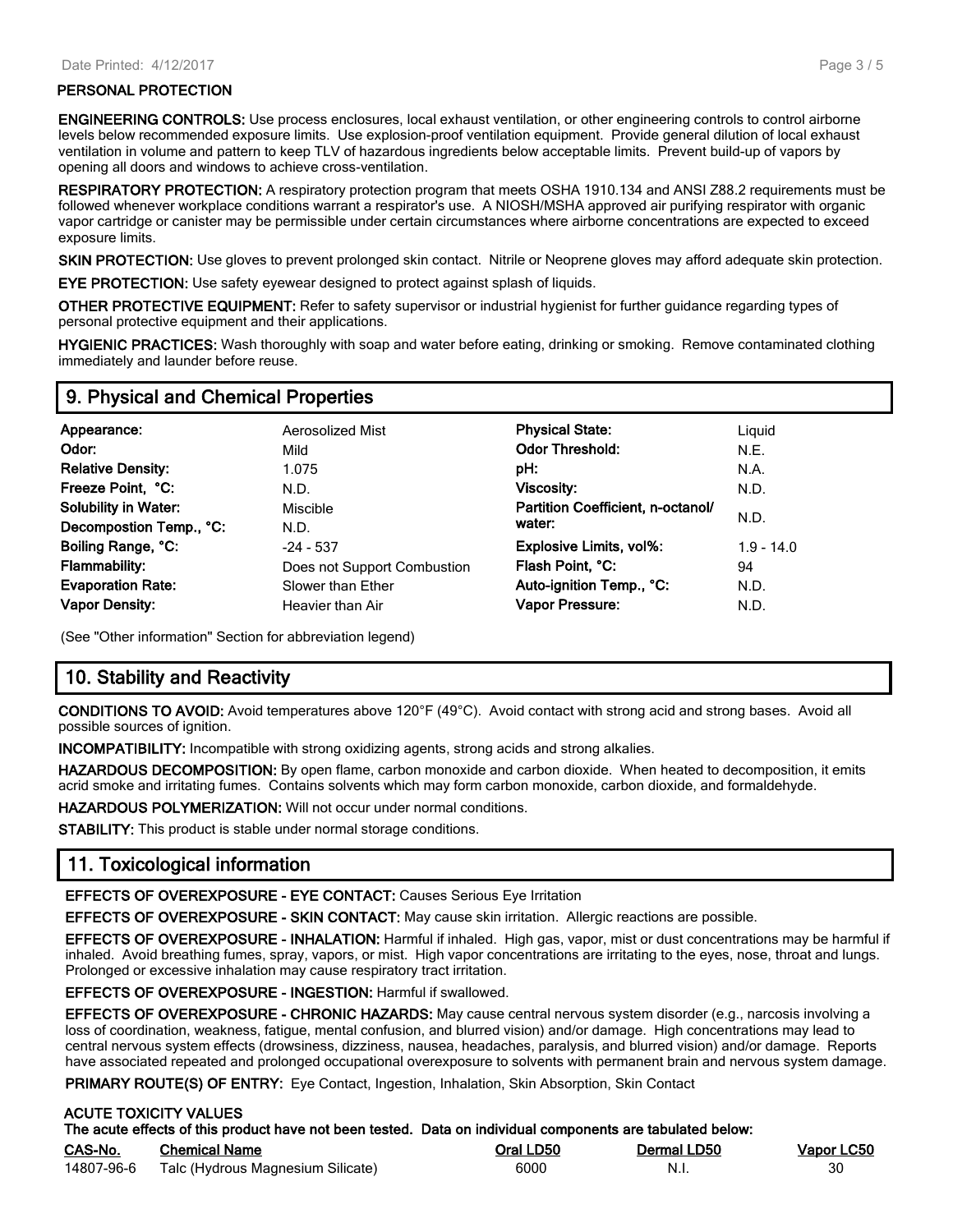### PERSONAL PROTECTION

**ENGINEERING CONTROLS:** Use process enclosures, local exhaust ventilation, or other engineering controls to control airborne levels below recommended exposure limits. Use explosion-proof ventilation equipment. Provide general dilution of local exhaust ventilation in volume and pattern to keep TLV of hazardous ingredients below acceptable limits. Prevent build-up of vapors by opening all doors and windows to achieve cross-ventilation.

**RESPIRATORY PROTECTION:** A respiratory protection program that meets OSHA 1910.134 and ANSI Z88.2 requirements must be followed whenever workplace conditions warrant a respirator's use. A NIOSH/MSHA approved air purifying respirator with organic vapor cartridge or canister may be permissible under certain circumstances where airborne concentrations are expected to exceed exposure limits.

**SKIN PROTECTION:** Use gloves to prevent prolonged skin contact. Nitrile or Neoprene gloves may afford adequate skin protection.

**EYE PROTECTION:** Use safety eyewear designed to protect against splash of liquids.

**OTHER PROTECTIVE EQUIPMENT:** Refer to safety supervisor or industrial hygienist for further guidance regarding types of personal protective equipment and their applications.

**HYGIENIC PRACTICES:** Wash thoroughly with soap and water before eating, drinking or smoking. Remove contaminated clothing immediately and launder before reuse.

## 9. Physical and Chemical Properties

| | | | |
|---|---|---|---|
| **Appearance:** | Aerosolized Mist | **Physical State:** | Liquid |
| **Odor:** | Mild | **Odor Threshold:** | N.E. |
| **Relative Density:** | 1.075 | **pH:** | N.A. |
| **Freeze Point, °C:** | N.D. | **Viscosity:** | N.D. |
| **Solubility in Water:** | Miscible | **Partition Coefficient, n-octanol/ water:** | N.D. |
| **Decompostion Temp., °C:** | N.D. | | |
| **Boiling Range, °C:** | -24 - 537 | **Explosive Limits, vol%:** | 1.9 - 14.0 |
| **Flammability:** | Does not Support Combustion | **Flash Point, °C:** | 94 |
| **Evaporation Rate:** | Slower than Ether | **Auto-ignition Temp., °C:** | N.D. |
| **Vapor Density:** | Heavier than Air | **Vapor Pressure:** | N.D. |

(See "Other information" Section for abbreviation legend)

## 10. Stability and Reactivity

**CONDITIONS TO AVOID:** Avoid temperatures above 120°F (49°C). Avoid contact with strong acid and strong bases. Avoid all possible sources of ignition.

**INCOMPATIBILITY:** Incompatible with strong oxidizing agents, strong acids and strong alkalies.

**HAZARDOUS DECOMPOSITION:** By open flame, carbon monoxide and carbon dioxide. When heated to decomposition, it emits acrid smoke and irritating fumes. Contains solvents which may form carbon monoxide, carbon dioxide, and formaldehyde.

**HAZARDOUS POLYMERIZATION:** Will not occur under normal conditions.

**STABILITY:** This product is stable under normal storage conditions.

## 11. Toxicological information

**EFFECTS OF OVEREXPOSURE - EYE CONTACT:** Causes Serious Eye Irritation

**EFFECTS OF OVEREXPOSURE - SKIN CONTACT:** May cause skin irritation. Allergic reactions are possible.

**EFFECTS OF OVEREXPOSURE - INHALATION:** Harmful if inhaled. High gas, vapor, mist or dust concentrations may be harmful if inhaled. Avoid breathing fumes, spray, vapors, or mist. High vapor concentrations are irritating to the eyes, nose, throat and lungs. Prolonged or excessive inhalation may cause respiratory tract irritation.

**EFFECTS OF OVEREXPOSURE - INGESTION:** Harmful if swallowed.

**EFFECTS OF OVEREXPOSURE - CHRONIC HAZARDS:** May cause central nervous system disorder (e.g., narcosis involving a loss of coordination, weakness, fatigue, mental confusion, and blurred vision) and/or damage. High concentrations may lead to central nervous system effects (drowsiness, dizziness, nausea, headaches, paralysis, and blurred vision) and/or damage. Reports have associated repeated and prolonged occupational overexposure to solvents with permanent brain and nervous system damage.

**PRIMARY ROUTE(S) OF ENTRY:** Eye Contact, Ingestion, Inhalation, Skin Absorption, Skin Contact

**ACUTE TOXICITY VALUES**

**The acute effects of this product have not been tested. Data on individual components are tabulated below:**

| CAS-No. | Chemical Name | Oral LD50 | Dermal LD50 | Vapor LC50 |
|---|---|---|---|---|
| 14807-96-6 | Talc (Hydrous Magnesium Silicate) | 6000 | N.I. | 30 |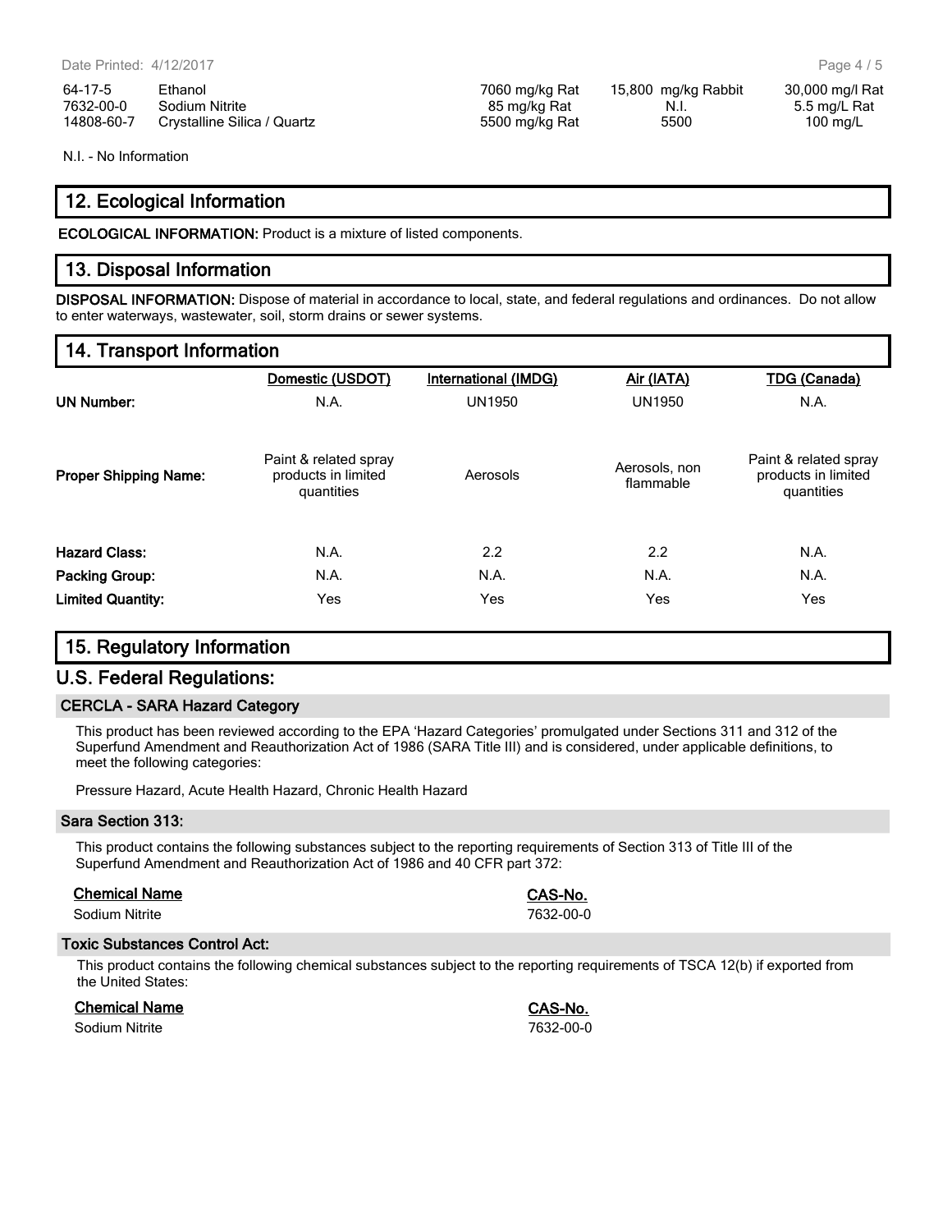| | | | | |
|---|---|---|---|---|
| 64-17-5 | Ethanol | 7060 mg/kg Rat | 15,800 mg/kg Rabbit | 30,000 mg/l Rat |
| 7632-00-0 | Sodium Nitrite | 85 mg/kg Rat | N.I. | 5.5 mg/L Rat |
| 14808-60-7 | Crystalline Silica / Quartz | 5500 mg/kg Rat | 5500 | 100 mg/L |

N.I. - No Information

## 12. Ecological Information

**ECOLOGICAL INFORMATION:** Product is a mixture of listed components.

## 13. Disposal Information

**DISPOSAL INFORMATION:** Dispose of material in accordance to local, state, and federal regulations and ordinances. Do not allow to enter waterways, wastewater, soil, storm drains or sewer systems.

## 14. Transport Information

| | Domestic (USDOT) | International (IMDG) | Air (IATA) | TDG (Canada) |
|---|---|---|---|---|
| **UN Number:** | N.A. | UN1950 | UN1950 | N.A. |
| **Proper Shipping Name:** | Paint & related spray products in limited quantities | Aerosols | Aerosols, non flammable | Paint & related spray products in limited quantities |
| **Hazard Class:** | N.A. | 2.2 | 2.2 | N.A. |
| **Packing Group:** | N.A. | N.A. | N.A. | N.A. |
| **Limited Quantity:** | Yes | Yes | Yes | Yes |

## 15. Regulatory Information

## U.S. Federal Regulations:

### CERCLA - SARA Hazard Category

This product has been reviewed according to the EPA 'Hazard Categories' promulgated under Sections 311 and 312 of the Superfund Amendment and Reauthorization Act of 1986 (SARA Title III) and is considered, under applicable definitions, to meet the following categories:

Pressure Hazard, Acute Health Hazard, Chronic Health Hazard

### Sara Section 313:

This product contains the following substances subject to the reporting requirements of Section 313 of Title III of the Superfund Amendment and Reauthorization Act of 1986 and 40 CFR part 372:

| Chemical Name | CAS-No. |
|---|---|
| Sodium Nitrite | 7632-00-0 |

### Toxic Substances Control Act:

This product contains the following chemical substances subject to the reporting requirements of TSCA 12(b) if exported from the United States:

| Chemical Name | CAS-No. |
|---|---|
| Sodium Nitrite | 7632-00-0 |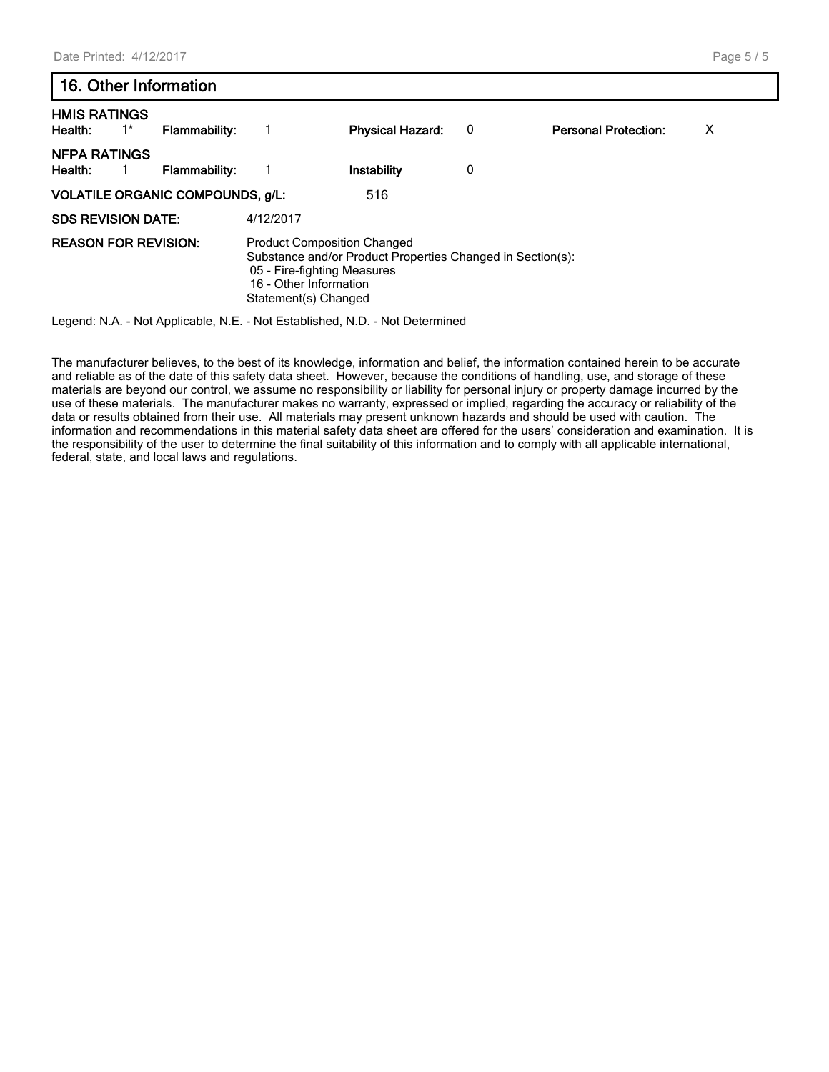## 16. Other Information

**HMIS RATINGS**

| | | | | | | | |
|---|---|---|---|---|---|---|---|
| **Health:** | 1* | **Flammability:** | 1 | **Physical Hazard:** | 0 | **Personal Protection:** | X |

**NFPA RATINGS**

| | | | | | |
|---|---|---|---|---|---|
| **Health:** | 1 | **Flammability:** | 1 | **Instability** | 0 |

**VOLATILE ORGANIC COMPOUNDS, g/L:** 516

**SDS REVISION DATE:** 4/12/2017

**REASON FOR REVISION:** Product Composition Changed
Substance and/or Product Properties Changed in Section(s):
05 - Fire-fighting Measures
16 - Other Information
Statement(s) Changed

Legend: N.A. - Not Applicable, N.E. - Not Established, N.D. - Not Determined

The manufacturer believes, to the best of its knowledge, information and belief, the information contained herein to be accurate and reliable as of the date of this safety data sheet. However, because the conditions of handling, use, and storage of these materials are beyond our control, we assume no responsibility or liability for personal injury or property damage incurred by the use of these materials. The manufacturer makes no warranty, expressed or implied, regarding the accuracy or reliability of the data or results obtained from their use. All materials may present unknown hazards and should be used with caution. The information and recommendations in this material safety data sheet are offered for the users' consideration and examination. It is the responsibility of the user to determine the final suitability of this information and to comply with all applicable international, federal, state, and local laws and regulations.